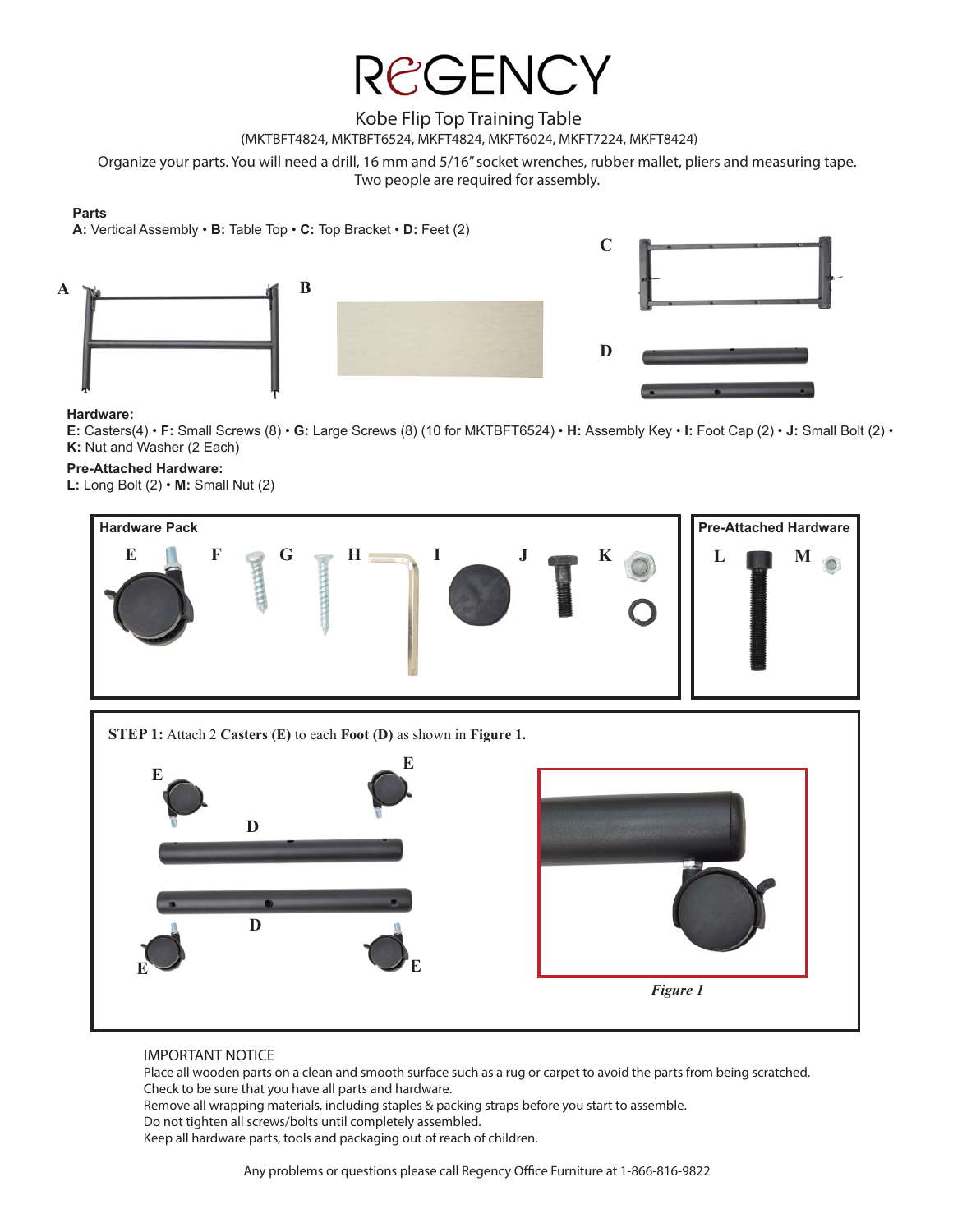# REGENCY

## Kobe Flip Top Training Table

(MKTBFT4824, MKTBFT6524, MKFT4824, MKFT6024, MKFT7224, MKFT8424)

Organize your parts. You will need a drill, 16 mm and 5/16" socket wrenches, rubber mallet, pliers and measuring tape. Two people are required for assembly.

**Parts**

**A:** Vertical Assembly • **B:** Table Top • **C:** Top Bracket • **D:** Feet (2)

**Hardware:**

**E:** Casters(4) • **F:** Small Screws (8) • **G:** Large Screws (8) (10 for MKTBFT6524) • **H:** Assembly Key • **I:** Foot Cap (2) • **J:** Small Bolt (2) • **K:** Nut and Washer (2 Each)

**Pre-Attached Hardware:**

**L:** Long Bolt (2) • **M:** Small Nut (2)

**Hardware Pack**

**Pre-Attached Hardware**

**STEP 1:** Attach 2 **Casters (E)** to each **Foot (D)** as shown in **Figure 1.**

*Figure 1*

IMPORTANT NOTICE

Place all wooden parts on a clean and smooth surface such as a rug or carpet to avoid the parts from being scratched.
Check to be sure that you have all parts and hardware.
Remove all wrapping materials, including staples & packing straps before you start to assemble.
Do not tighten all screws/bolts until completely assembled.
Keep all hardware parts, tools and packaging out of reach of children.

Any problems or questions please call Regency Office Furniture at 1-866-816-9822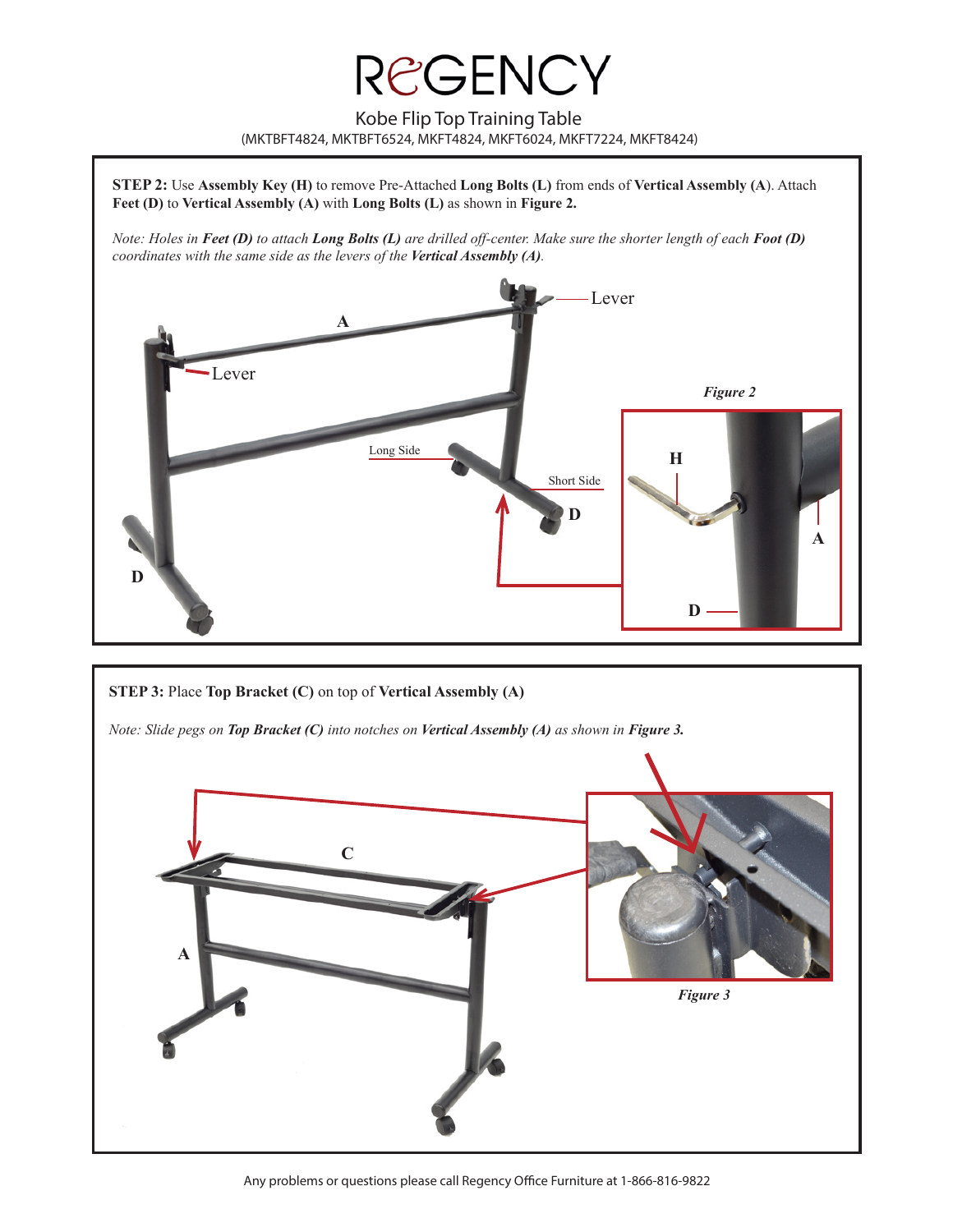# REGENCY

Kobe Flip Top Training Table

(MKTBFT4824, MKTBFT6524, MKFT4824, MKFT6024, MKFT7224, MKFT8424)

**STEP 2:** Use **Assembly Key (H)** to remove Pre-Attached **Long Bolts (L)** from ends of **Vertical Assembly (A)**. Attach **Feet (D)** to **Vertical Assembly (A)** with **Long Bolts (L)** as shown in **Figure 2.**

*Note: Holes in **Feet (D)** to attach **Long Bolts (L)** are drilled off-center. Make sure the shorter length of each **Foot (D)** coordinates with the same side as the levers of the **Vertical Assembly (A)**.*

Lever

A

Lever

Long Side

Short Side

D

D

H

A

D

*Figure 2*

**STEP 3:** Place **Top Bracket (C)** on top of **Vertical Assembly (A)**

*Note: Slide pegs on **Top Bracket (C)** into notches on **Vertical Assembly (A)** as shown in **Figure 3.***

C

A

*Figure 3*

Any problems or questions please call Regency Office Furniture at 1-866-816-9822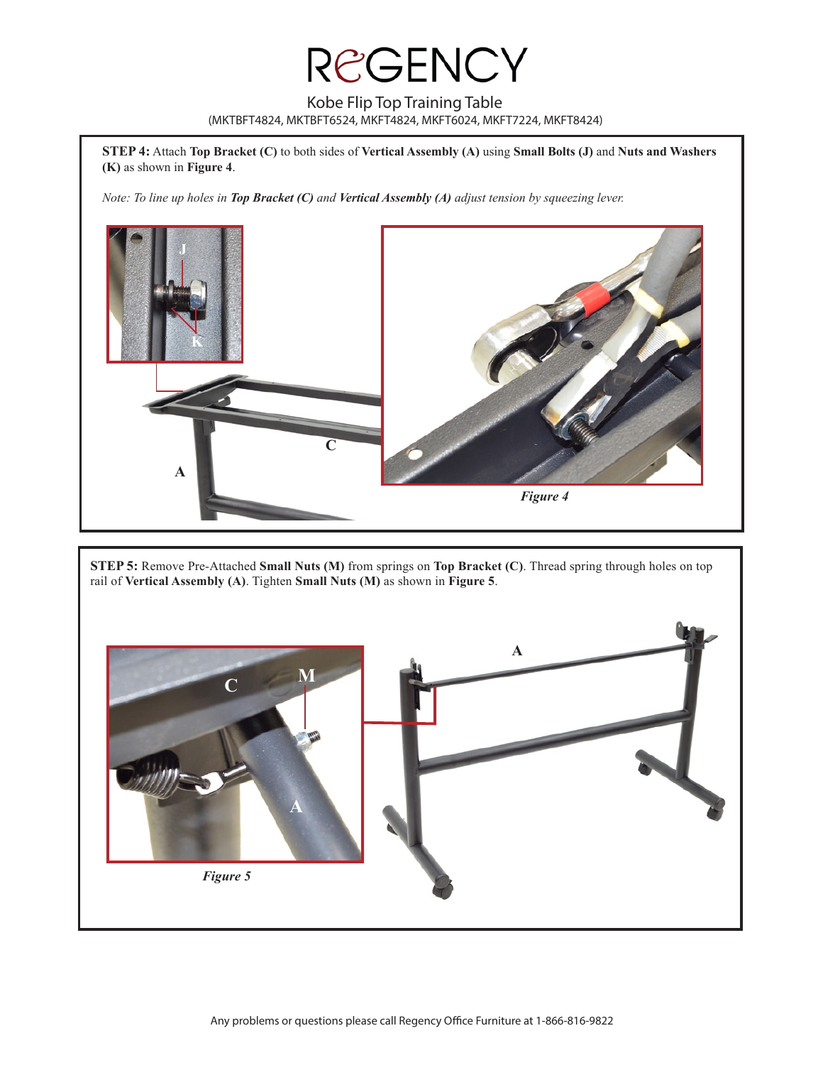# REGENCY

Kobe Flip Top Training Table

(MKTBFT4824, MKTBFT6524, MKFT4824, MKFT6024, MKFT7224, MKFT8424)

**STEP 4:** Attach **Top Bracket (C)** to both sides of **Vertical Assembly (A)** using **Small Bolts (J)** and **Nuts and Washers (K)** as shown in **Figure 4**.

*Note: To line up holes in* ***Top Bracket (C)*** *and* ***Vertical Assembly (A)*** *adjust tension by squeezing lever.*

***Figure 4***

**STEP 5:** Remove Pre-Attached **Small Nuts (M)** from springs on **Top Bracket (C)**. Thread spring through holes on top rail of **Vertical Assembly (A)**. Tighten **Small Nuts (M)** as shown in **Figure 5**.

***Figure 5***

Any problems or questions please call Regency Office Furniture at 1-866-816-9822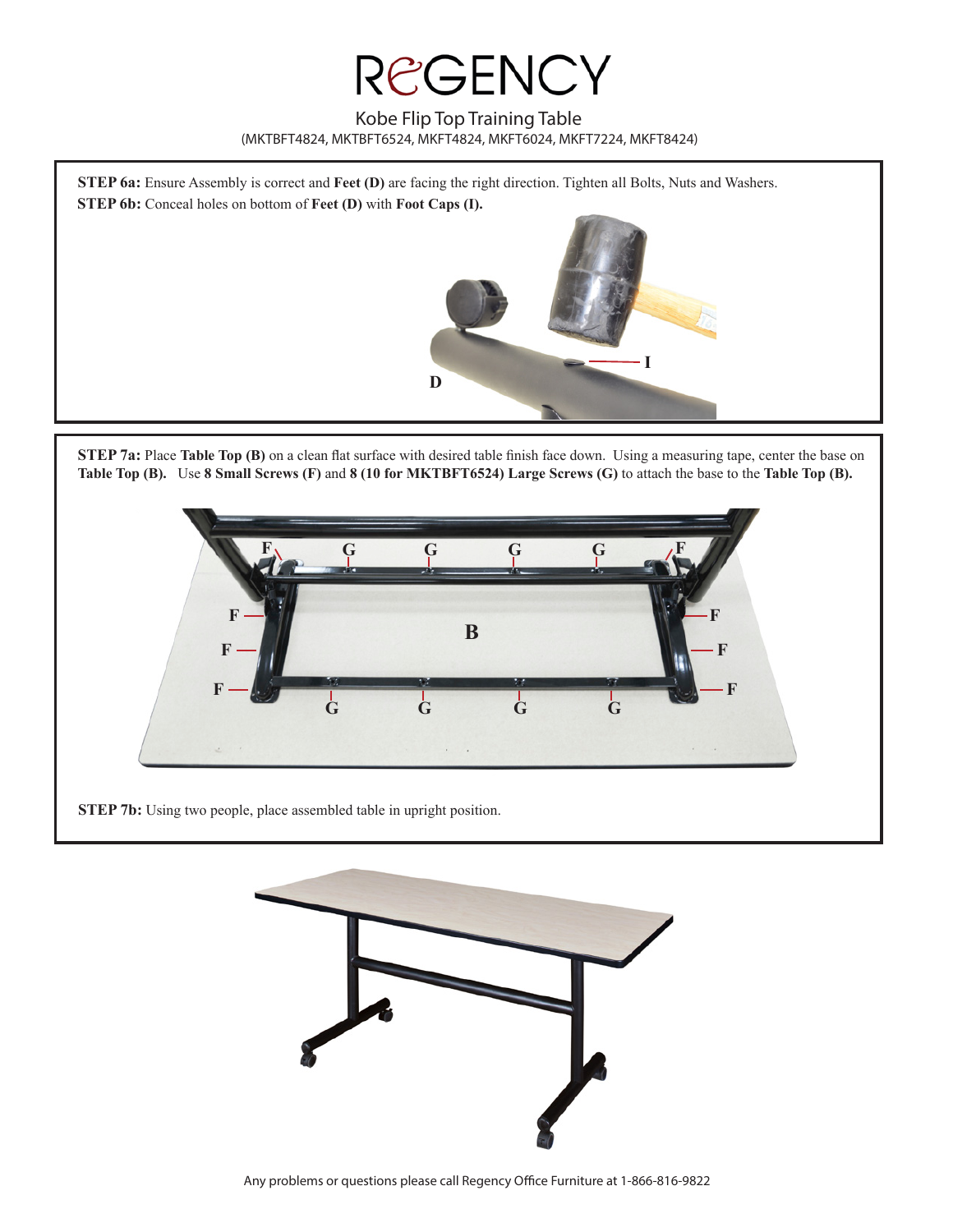# REGENCY

Kobe Flip Top Training Table

(MKTBFT4824, MKTBFT6524, MKFT4824, MKFT6024, MKFT7224, MKFT8424)

**STEP 6a:** Ensure Assembly is correct and **Feet (D)** are facing the right direction. Tighten all Bolts, Nuts and Washers.

**STEP 6b:** Conceal holes on bottom of **Feet (D)** with **Foot Caps (I).**

I

D

**STEP 7a:** Place **Table Top (B)** on a clean flat surface with desired table finish face down. Using a measuring tape, center the base on **Table Top (B).** Use **8 Small Screws (F)** and **8 (10 for MKTBFT6524) Large Screws (G)** to attach the base to the **Table Top (B).**

F G G G G F

F F

B

F F

F F

G G G G

**STEP 7b:** Using two people, place assembled table in upright position.

Any problems or questions please call Regency Office Furniture at 1-866-816-9822